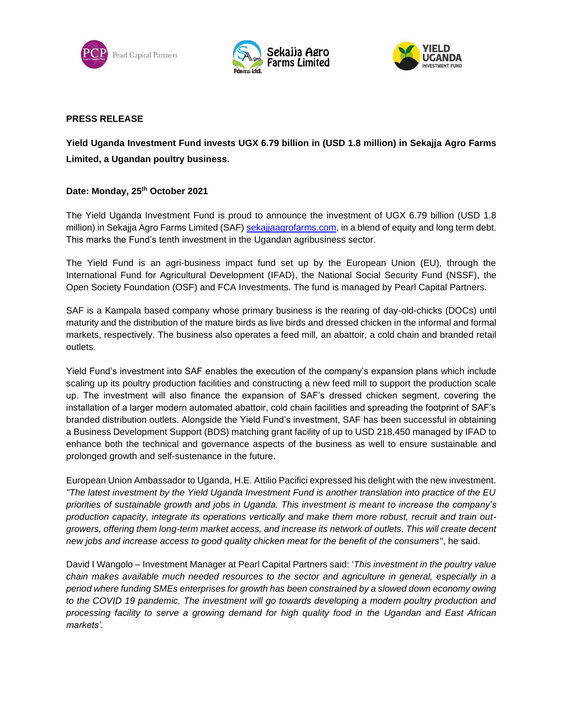**PRESS RELEASE**

**Yield Uganda Investment Fund invests UGX 6.79 billion in (USD 1.8 million) in Sekajja Agro Farms Limited, a Ugandan poultry business.**

**Date: Monday, 25th October 2021**

The Yield Uganda Investment Fund is proud to announce the investment of UGX 6.79 billion (USD 1.8 million) in Sekajja Agro Farms Limited (SAF) sekajjaagrofarms.com, in a blend of equity and long term debt. This marks the Fund's tenth investment in the Ugandan agribusiness sector.

The Yield Fund is an agri-business impact fund set up by the European Union (EU), through the International Fund for Agricultural Development (IFAD), the National Social Security Fund (NSSF), the Open Society Foundation (OSF) and FCA Investments. The fund is managed by Pearl Capital Partners.

SAF is a Kampala based company whose primary business is the rearing of day-old-chicks (DOCs) until maturity and the distribution of the mature birds as live birds and dressed chicken in the informal and formal markets, respectively. The business also operates a feed mill, an abattoir, a cold chain and branded retail outlets.

Yield Fund's investment into SAF enables the execution of the company's expansion plans which include scaling up its poultry production facilities and constructing a new feed mill to support the production scale up. The investment will also finance the expansion of SAF's dressed chicken segment, covering the installation of a larger modern automated abattoir, cold chain facilities and spreading the footprint of SAF's branded distribution outlets. Alongside the Yield Fund's investment, SAF has been successful in obtaining a Business Development Support (BDS) matching grant facility of up to USD 218,450 managed by IFAD to enhance both the technical and governance aspects of the business as well to ensure sustainable and prolonged growth and self-sustenance in the future.

European Union Ambassador to Uganda, H.E. Attilio Pacifici expressed his delight with the new investment. *"The latest investment by the Yield Uganda Investment Fund is another translation into practice of the EU priorities of sustainable growth and jobs in Uganda. This investment is meant to increase the company's production capacity, integrate its operations vertically and make them more robust, recruit and train out-growers, offering them long-term market access, and increase its network of outlets. This will create decent new jobs and increase access to good quality chicken meat for the benefit of the consumers"*, he said.

David I Wangolo – Investment Manager at Pearl Capital Partners said: '*This investment in the poultry value chain makes available much needed resources to the sector and agriculture in general, especially in a period where funding SMEs enterprises for growth has been constrained by a slowed down economy owing to the COVID 19 pandemic. The investment will go towards developing a modern poultry production and processing facility to serve a growing demand for high quality food in the Ugandan and East African markets'.*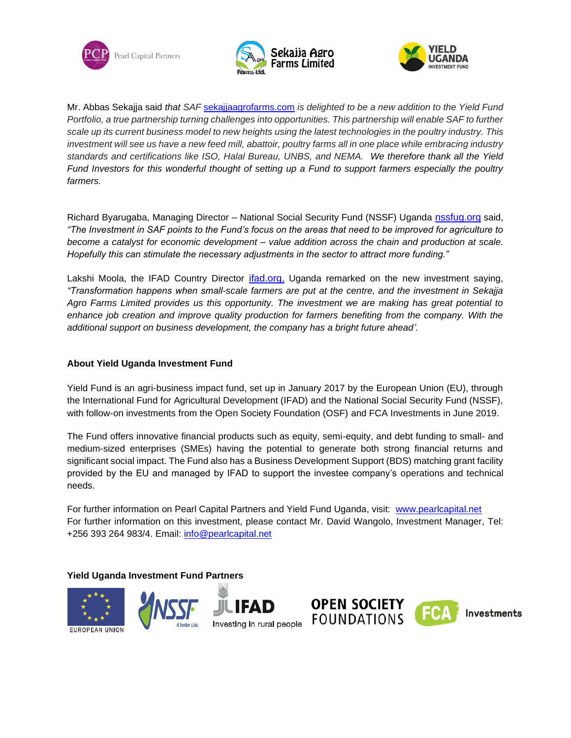Mr. Abbas Sekajja said *that SAF* sekajjaagrofarms.com *is delighted to be a new addition to the Yield Fund Portfolio, a true partnership turning challenges into opportunities. This partnership will enable SAF to further scale up its current business model to new heights using the latest technologies in the poultry industry. This investment will see us have a new feed mill, abattoir, poultry farms all in one place while embracing industry standards and certifications like ISO, Halal Bureau, UNBS, and NEMA. We therefore thank all the Yield Fund Investors for this wonderful thought of setting up a Fund to support farmers especially the poultry farmers.*

Richard Byarugaba, Managing Director – National Social Security Fund (NSSF) Uganda nssfug.org said, *"The Investment in SAF points to the Fund's focus on the areas that need to be improved for agriculture to become a catalyst for economic development – value addition across the chain and production at scale. Hopefully this can stimulate the necessary adjustments in the sector to attract more funding."*

Lakshi Moola, the IFAD Country Director ifad.org, Uganda remarked on the new investment saying, *"Transformation happens when small-scale farmers are put at the centre, and the investment in Sekajja Agro Farms Limited provides us this opportunity. The investment we are making has great potential to enhance job creation and improve quality production for farmers benefiting from the company. With the additional support on business development, the company has a bright future ahead'.*

**About Yield Uganda Investment Fund**

Yield Fund is an agri-business impact fund, set up in January 2017 by the European Union (EU), through the International Fund for Agricultural Development (IFAD) and the National Social Security Fund (NSSF), with follow-on investments from the Open Society Foundation (OSF) and FCA Investments in June 2019.

The Fund offers innovative financial products such as equity, semi-equity, and debt funding to small- and medium-sized enterprises (SMEs) having the potential to generate both strong financial returns and significant social impact. The Fund also has a Business Development Support (BDS) matching grant facility provided by the EU and managed by IFAD to support the investee company's operations and technical needs.

For further information on Pearl Capital Partners and Yield Fund Uganda, visit: www.pearlcapital.net
For further information on this investment, please contact Mr. David Wangolo, Investment Manager, Tel: +256 393 264 983/4. Email: info@pearlcapital.net

**Yield Uganda Investment Fund Partners**